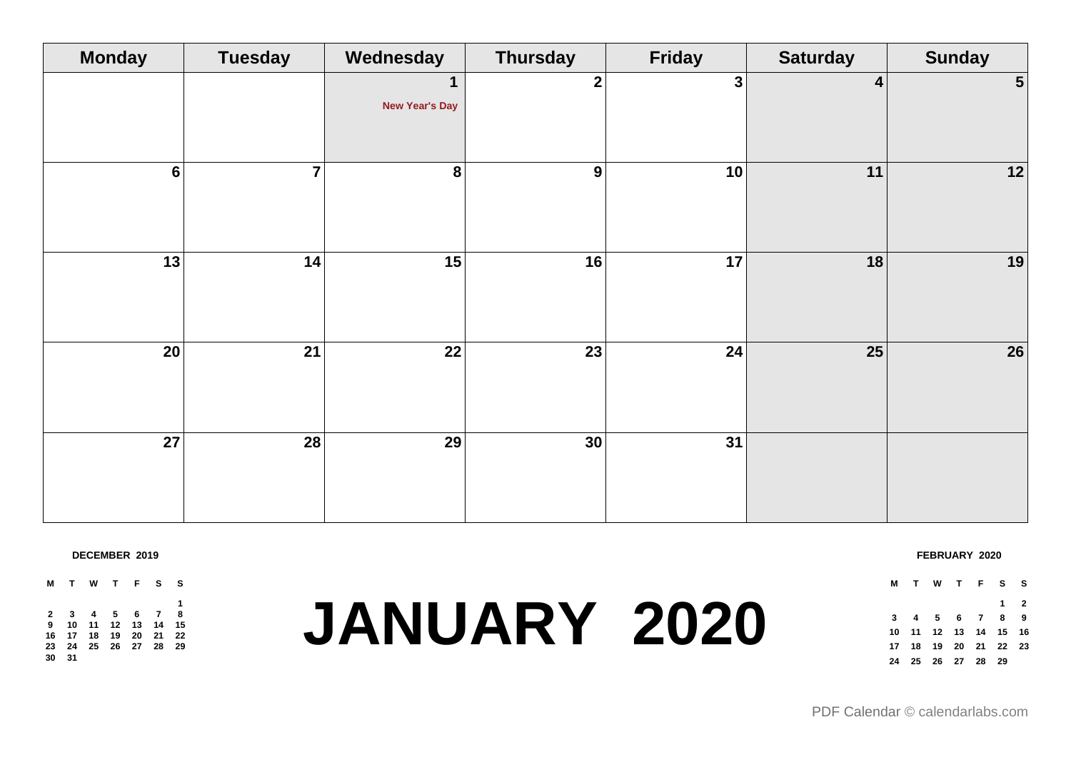# JANUARY 2020

| Monday | Tuesday | Wednesday | Thursday | Friday | Saturday | Sunday |
|---|---|---|---|---|---|---|
| | | 1 New Year's Day | 2 | 3 | 4 | 5 |
| 6 | 7 | 8 | 9 | 10 | 11 | 12 |
| 13 | 14 | 15 | 16 | 17 | 18 | 19 |
| 20 | 21 | 22 | 23 | 24 | 25 | 26 |
| 27 | 28 | 29 | 30 | 31 | | |

**DECEMBER 2019**

| M | T | W | T | F | S | S |
|---|---|---|---|---|---|---|
| | | | | | | 1 |
| 2 | 3 | 4 | 5 | 6 | 7 | 8 |
| 9 | 10 | 11 | 12 | 13 | 14 | 15 |
| 16 | 17 | 18 | 19 | 20 | 21 | 22 |
| 23 | 24 | 25 | 26 | 27 | 28 | 29 |
| 30 | 31 | | | | | |

**FEBRUARY 2020**

| M | T | W | T | F | S | S |
|---|---|---|---|---|---|---|
| | | | | | 1 | 2 |
| 3 | 4 | 5 | 6 | 7 | 8 | 9 |
| 10 | 11 | 12 | 13 | 14 | 15 | 16 |
| 17 | 18 | 19 | 20 | 21 | 22 | 23 |
| 24 | 25 | 26 | 27 | 28 | 29 | |

PDF Calendar © calendarlabs.com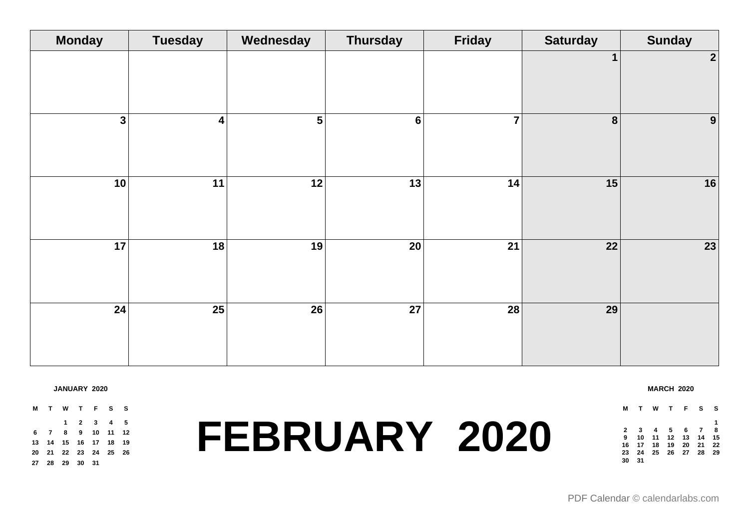| Monday | Tuesday | Wednesday | Thursday | Friday | Saturday | Sunday |
|---|---|---|---|---|---|---|
| | | | | | 1 | 2 |
| 3 | 4 | 5 | 6 | 7 | 8 | 9 |
| 10 | 11 | 12 | 13 | 14 | 15 | 16 |
| 17 | 18 | 19 | 20 | 21 | 22 | 23 |
| 24 | 25 | 26 | 27 | 28 | 29 | |

**JANUARY 2020**

| M | T | W | T | F | S | S |
|---|---|---|---|---|---|---|
| | | 1 | 2 | 3 | 4 | 5 |
| 6 | 7 | 8 | 9 | 10 | 11 | 12 |
| 13 | 14 | 15 | 16 | 17 | 18 | 19 |
| 20 | 21 | 22 | 23 | 24 | 25 | 26 |
| 27 | 28 | 29 | 30 | 31 | | |

# FEBRUARY 2020

**MARCH 2020**

| M | T | W | T | F | S | S |
|---|---|---|---|---|---|---|
| | | | | | | 1 |
| 2 | 3 | 4 | 5 | 6 | 7 | 8 |
| 9 | 10 | 11 | 12 | 13 | 14 | 15 |
| 16 | 17 | 18 | 19 | 20 | 21 | 22 |
| 23 | 24 | 25 | 26 | 27 | 28 | 29 |
| 30 | 31 | | | | | |

PDF Calendar © calendarlabs.com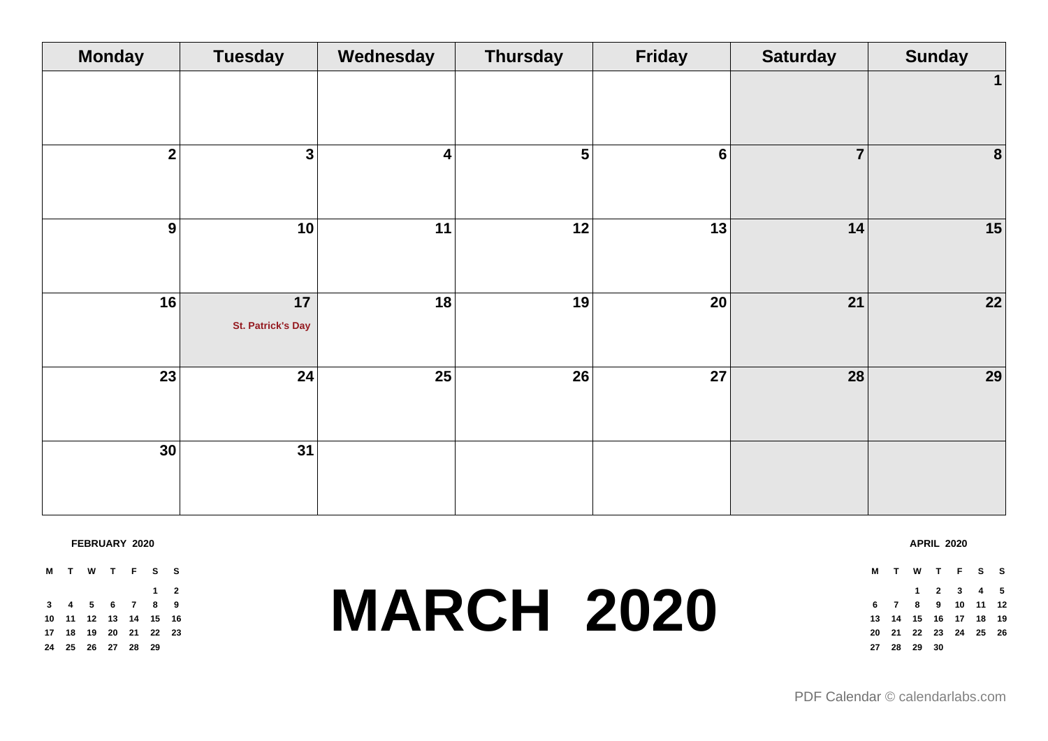# MARCH 2020

| Monday | Tuesday | Wednesday | Thursday | Friday | Saturday | Sunday |
|---|---|---|---|---|---|---|
| | | | | | | 1 |
| 2 | 3 | 4 | 5 | 6 | 7 | 8 |
| 9 | 10 | 11 | 12 | 13 | 14 | 15 |
| 16 | 17 St. Patrick's Day | 18 | 19 | 20 | 21 | 22 |
| 23 | 24 | 25 | 26 | 27 | 28 | 29 |
| 30 | 31 | | | | | |

**FEBRUARY 2020**

| M | T | W | T | F | S | S |
|---|---|---|---|---|---|---|
| | | | | | 1 | 2 |
| 3 | 4 | 5 | 6 | 7 | 8 | 9 |
| 10 | 11 | 12 | 13 | 14 | 15 | 16 |
| 17 | 18 | 19 | 20 | 21 | 22 | 23 |
| 24 | 25 | 26 | 27 | 28 | 29 | |

**APRIL 2020**

| M | T | W | T | F | S | S |
|---|---|---|---|---|---|---|
| | | 1 | 2 | 3 | 4 | 5 |
| 6 | 7 | 8 | 9 | 10 | 11 | 12 |
| 13 | 14 | 15 | 16 | 17 | 18 | 19 |
| 20 | 21 | 22 | 23 | 24 | 25 | 26 |
| 27 | 28 | 29 | 30 | | | |

PDF Calendar © calendarlabs.com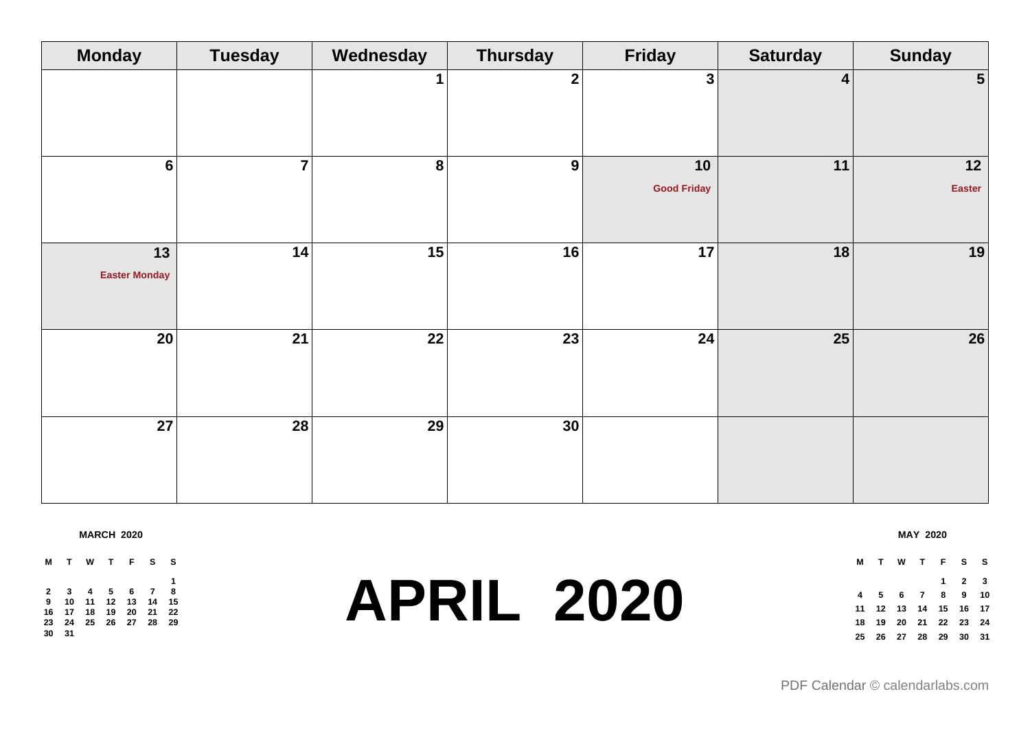| Monday | Tuesday | Wednesday | Thursday | Friday | Saturday | Sunday |
|---|---|---|---|---|---|---|
| | | 1 | 2 | 3 | 4 | 5 |
| 6 | 7 | 8 | 9 | 10 Good Friday | 11 | 12 Easter |
| 13 Easter Monday | 14 | 15 | 16 | 17 | 18 | 19 |
| 20 | 21 | 22 | 23 | 24 | 25 | 26 |
| 27 | 28 | 29 | 30 | | | |

**MARCH 2020**

| M | T | W | T | F | S | S |
|---|---|---|---|---|---|---|
| | | | | | | 1 |
| 2 | 3 | 4 | 5 | 6 | 7 | 8 |
| 9 | 10 | 11 | 12 | 13 | 14 | 15 |
| 16 | 17 | 18 | 19 | 20 | 21 | 22 |
| 23 | 24 | 25 | 26 | 27 | 28 | 29 |
| 30 | 31 | | | | | |

# APRIL 2020

**MAY 2020**

| M | T | W | T | F | S | S |
|---|---|---|---|---|---|---|
| | | | | 1 | 2 | 3 |
| 4 | 5 | 6 | 7 | 8 | 9 | 10 |
| 11 | 12 | 13 | 14 | 15 | 16 | 17 |
| 18 | 19 | 20 | 21 | 22 | 23 | 24 |
| 25 | 26 | 27 | 28 | 29 | 30 | 31 |

PDF Calendar © calendarlabs.com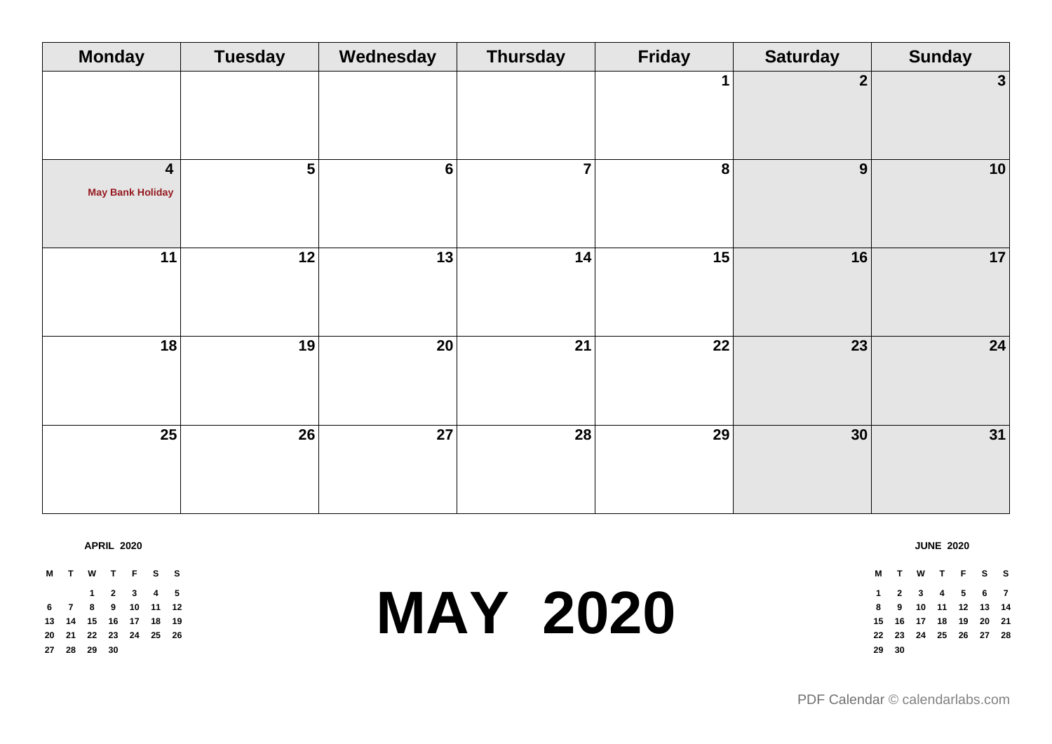| Monday | Tuesday | Wednesday | Thursday | Friday | Saturday | Sunday |
|---|---|---|---|---|---|---|
| | | | | 1 | 2 | 3 |
| 4 May Bank Holiday | 5 | 6 | 7 | 8 | 9 | 10 |
| 11 | 12 | 13 | 14 | 15 | 16 | 17 |
| 18 | 19 | 20 | 21 | 22 | 23 | 24 |
| 25 | 26 | 27 | 28 | 29 | 30 | 31 |

**APRIL 2020**

| M | T | W | T | F | S | S |
|---|---|---|---|---|---|---|
| | | 1 | 2 | 3 | 4 | 5 |
| 6 | 7 | 8 | 9 | 10 | 11 | 12 |
| 13 | 14 | 15 | 16 | 17 | 18 | 19 |
| 20 | 21 | 22 | 23 | 24 | 25 | 26 |
| 27 | 28 | 29 | 30 | | | |

# MAY 2020

**JUNE 2020**

| M | T | W | T | F | S | S |
|---|---|---|---|---|---|---|
| 1 | 2 | 3 | 4 | 5 | 6 | 7 |
| 8 | 9 | 10 | 11 | 12 | 13 | 14 |
| 15 | 16 | 17 | 18 | 19 | 20 | 21 |
| 22 | 23 | 24 | 25 | 26 | 27 | 28 |
| 29 | 30 | | | | | |

PDF Calendar © calendarlabs.com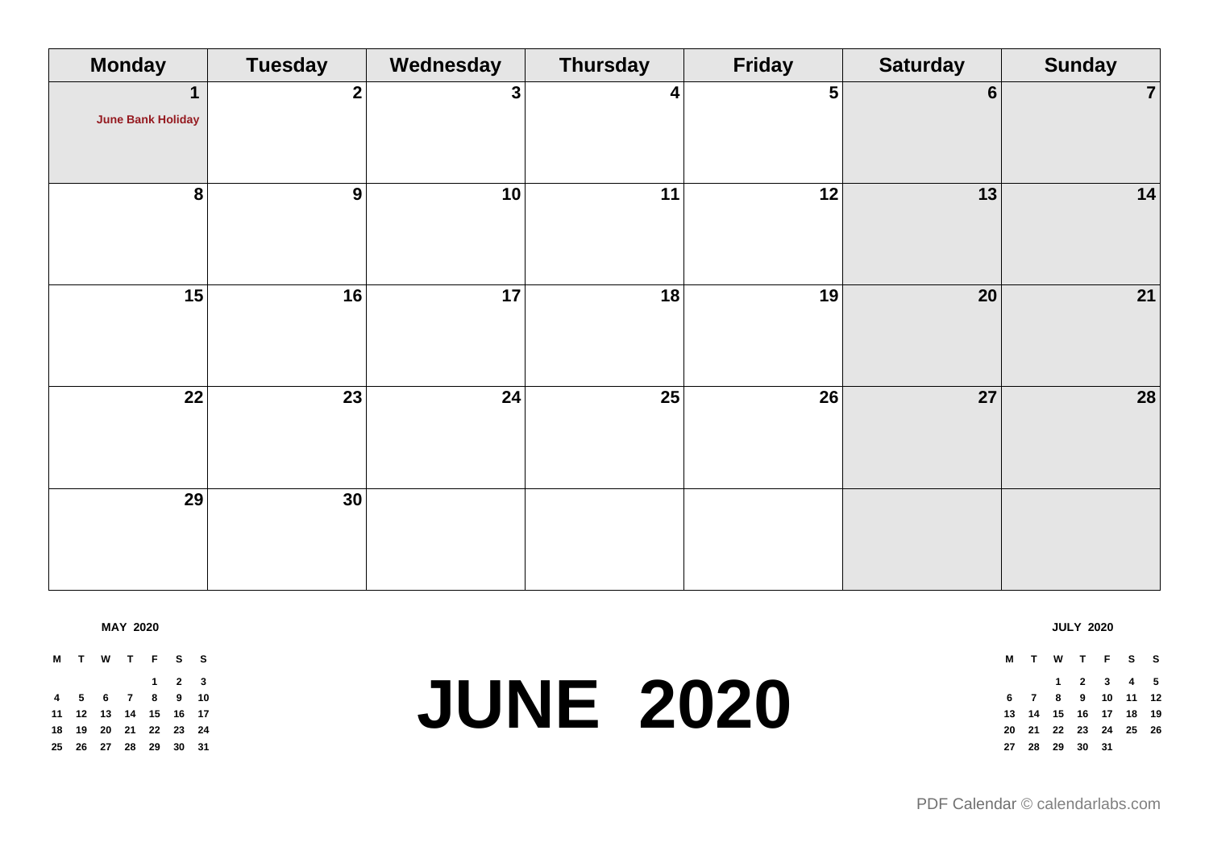| Monday | Tuesday | Wednesday | Thursday | Friday | Saturday | Sunday |
|---|---|---|---|---|---|---|
| 1 June Bank Holiday | 2 | 3 | 4 | 5 | 6 | 7 |
| 8 | 9 | 10 | 11 | 12 | 13 | 14 |
| 15 | 16 | 17 | 18 | 19 | 20 | 21 |
| 22 | 23 | 24 | 25 | 26 | 27 | 28 |
| 29 | 30 | | | | | |

**MAY 2020**

| M | T | W | T | F | S | S |
|---|---|---|---|---|---|---|
| | | | | 1 | 2 | 3 |
| 4 | 5 | 6 | 7 | 8 | 9 | 10 |
| 11 | 12 | 13 | 14 | 15 | 16 | 17 |
| 18 | 19 | 20 | 21 | 22 | 23 | 24 |
| 25 | 26 | 27 | 28 | 29 | 30 | 31 |

# JUNE 2020

**JULY 2020**

| M | T | W | T | F | S | S |
|---|---|---|---|---|---|---|
| | | 1 | 2 | 3 | 4 | 5 |
| 6 | 7 | 8 | 9 | 10 | 11 | 12 |
| 13 | 14 | 15 | 16 | 17 | 18 | 19 |
| 20 | 21 | 22 | 23 | 24 | 25 | 26 |
| 27 | 28 | 29 | 30 | 31 | | |

PDF Calendar © calendarlabs.com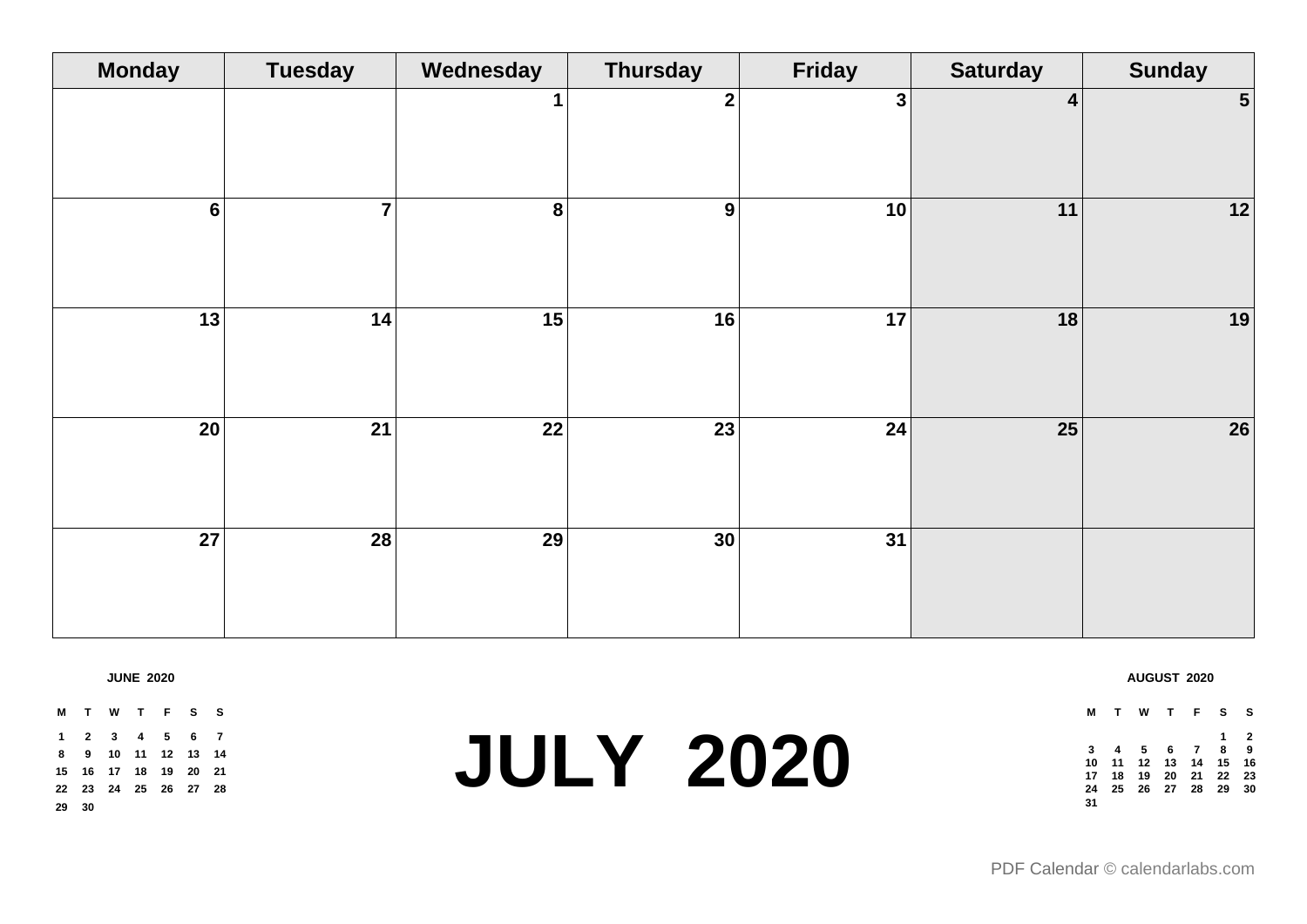# JULY 2020

| Monday | Tuesday | Wednesday | Thursday | Friday | Saturday | Sunday |
|---|---|---|---|---|---|---|
| | | 1 | 2 | 3 | 4 | 5 |
| 6 | 7 | 8 | 9 | 10 | 11 | 12 |
| 13 | 14 | 15 | 16 | 17 | 18 | 19 |
| 20 | 21 | 22 | 23 | 24 | 25 | 26 |
| 27 | 28 | 29 | 30 | 31 | | |

**JUNE 2020**

| M | T | W | T | F | S | S |
|---|---|---|---|---|---|---|
| 1 | 2 | 3 | 4 | 5 | 6 | 7 |
| 8 | 9 | 10 | 11 | 12 | 13 | 14 |
| 15 | 16 | 17 | 18 | 19 | 20 | 21 |
| 22 | 23 | 24 | 25 | 26 | 27 | 28 |
| 29 | 30 | | | | | |

**AUGUST 2020**

| M | T | W | T | F | S | S |
|---|---|---|---|---|---|---|
| | | | | | 1 | 2 |
| 3 | 4 | 5 | 6 | 7 | 8 | 9 |
| 10 | 11 | 12 | 13 | 14 | 15 | 16 |
| 17 | 18 | 19 | 20 | 21 | 22 | 23 |
| 24 | 25 | 26 | 27 | 28 | 29 | 30 |
| 31 | | | | | | |

PDF Calendar © calendarlabs.com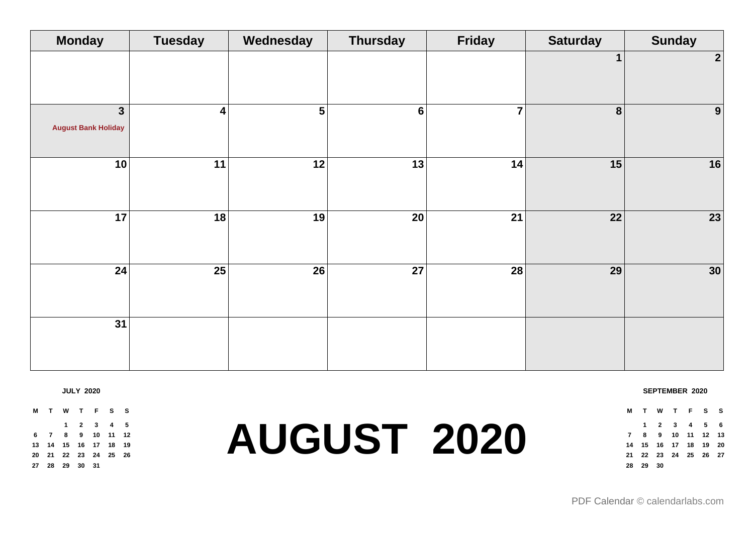| Monday | Tuesday | Wednesday | Thursday | Friday | Saturday | Sunday |
|---|---|---|---|---|---|---|
| | | | | | 1 | 2 |
| 3 August Bank Holiday | 4 | 5 | 6 | 7 | 8 | 9 |
| 10 | 11 | 12 | 13 | 14 | 15 | 16 |
| 17 | 18 | 19 | 20 | 21 | 22 | 23 |
| 24 | 25 | 26 | 27 | 28 | 29 | 30 |
| 31 | | | | | | |

**JULY 2020**

| M | T | W | T | F | S | S |
|---|---|---|---|---|---|---|
| | | 1 | 2 | 3 | 4 | 5 |
| 6 | 7 | 8 | 9 | 10 | 11 | 12 |
| 13 | 14 | 15 | 16 | 17 | 18 | 19 |
| 20 | 21 | 22 | 23 | 24 | 25 | 26 |
| 27 | 28 | 29 | 30 | 31 | | |

# AUGUST 2020

**SEPTEMBER 2020**

| M | T | W | T | F | S | S |
|---|---|---|---|---|---|---|
| | 1 | 2 | 3 | 4 | 5 | 6 |
| 7 | 8 | 9 | 10 | 11 | 12 | 13 |
| 14 | 15 | 16 | 17 | 18 | 19 | 20 |
| 21 | 22 | 23 | 24 | 25 | 26 | 27 |
| 28 | 29 | 30 | | | | |

PDF Calendar © calendarlabs.com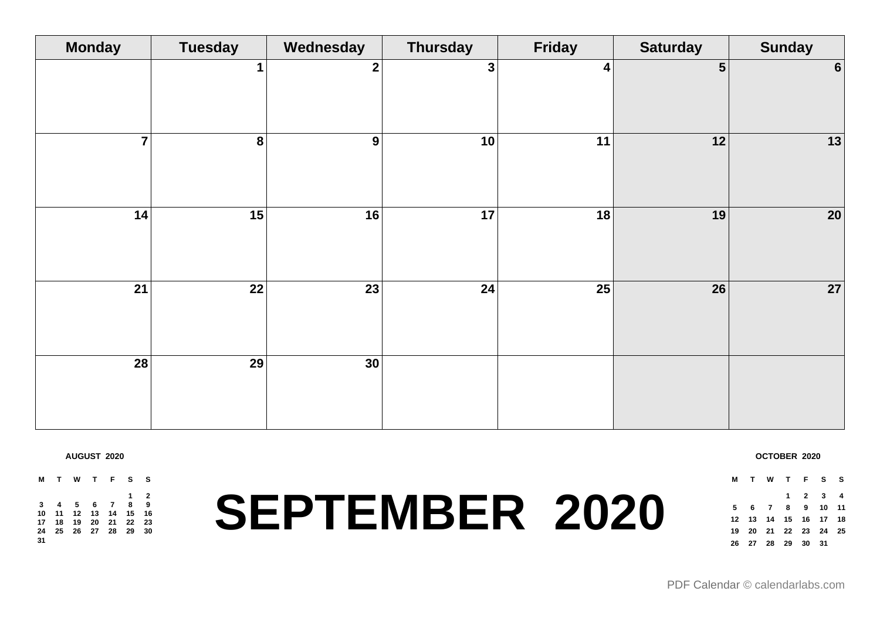# SEPTEMBER 2020

| Monday | Tuesday | Wednesday | Thursday | Friday | Saturday | Sunday |
|---|---|---|---|---|---|---|
| | 1 | 2 | 3 | 4 | 5 | 6 |
| 7 | 8 | 9 | 10 | 11 | 12 | 13 |
| 14 | 15 | 16 | 17 | 18 | 19 | 20 |
| 21 | 22 | 23 | 24 | 25 | 26 | 27 |
| 28 | 29 | 30 | | | | |

**AUGUST 2020**

| M | T | W | T | F | S | S |
|---|---|---|---|---|---|---|
| | | | | | 1 | 2 |
| 3 | 4 | 5 | 6 | 7 | 8 | 9 |
| 10 | 11 | 12 | 13 | 14 | 15 | 16 |
| 17 | 18 | 19 | 20 | 21 | 22 | 23 |
| 24 | 25 | 26 | 27 | 28 | 29 | 30 |
| 31 | | | | | | |

**OCTOBER 2020**

| M | T | W | T | F | S | S |
|---|---|---|---|---|---|---|
| | | | 1 | 2 | 3 | 4 |
| 5 | 6 | 7 | 8 | 9 | 10 | 11 |
| 12 | 13 | 14 | 15 | 16 | 17 | 18 |
| 19 | 20 | 21 | 22 | 23 | 24 | 25 |
| 26 | 27 | 28 | 29 | 30 | 31 | |

PDF Calendar © calendarlabs.com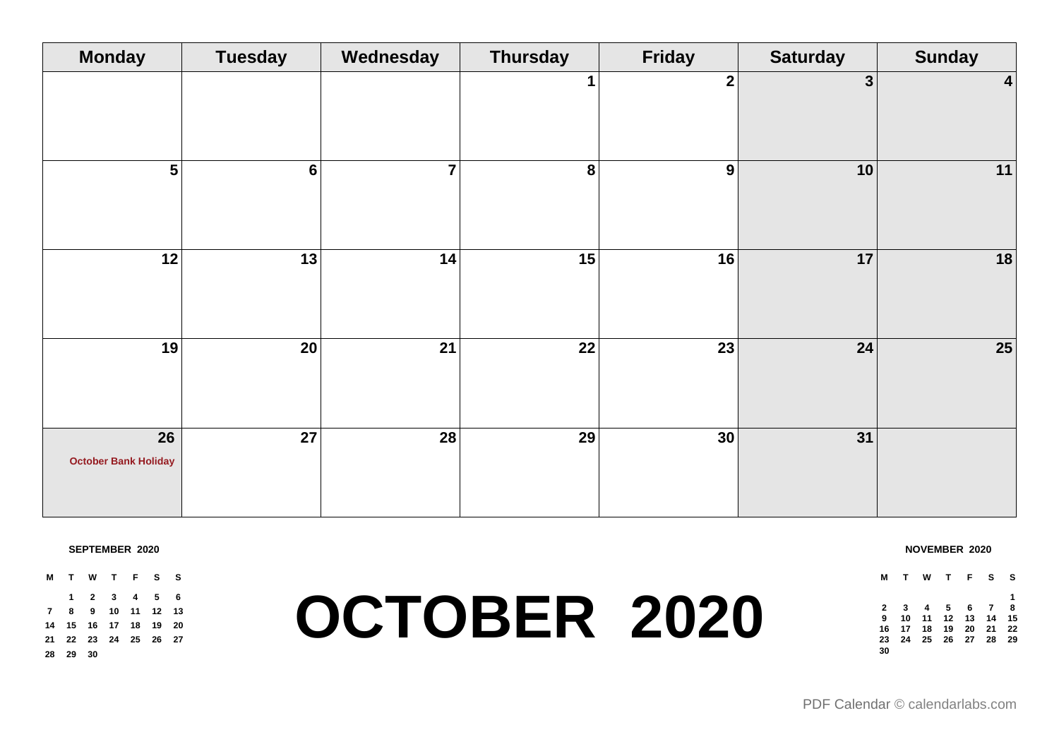# OCTOBER 2020

| Monday | Tuesday | Wednesday | Thursday | Friday | Saturday | Sunday |
|---|---|---|---|---|---|---|
| | | | 1 | 2 | 3 | 4 |
| 5 | 6 | 7 | 8 | 9 | 10 | 11 |
| 12 | 13 | 14 | 15 | 16 | 17 | 18 |
| 19 | 20 | 21 | 22 | 23 | 24 | 25 |
| 26 October Bank Holiday | 27 | 28 | 29 | 30 | 31 | |

**SEPTEMBER 2020**

| M | T | W | T | F | S | S |
|---|---|---|---|---|---|---|
| | 1 | 2 | 3 | 4 | 5 | 6 |
| 7 | 8 | 9 | 10 | 11 | 12 | 13 |
| 14 | 15 | 16 | 17 | 18 | 19 | 20 |
| 21 | 22 | 23 | 24 | 25 | 26 | 27 |
| 28 | 29 | 30 | | | | |

**NOVEMBER 2020**

| M | T | W | T | F | S | S |
|---|---|---|---|---|---|---|
| | | | | | | 1 |
| 2 | 3 | 4 | 5 | 6 | 7 | 8 |
| 9 | 10 | 11 | 12 | 13 | 14 | 15 |
| 16 | 17 | 18 | 19 | 20 | 21 | 22 |
| 23 | 24 | 25 | 26 | 27 | 28 | 29 |
| 30 | | | | | | |

PDF Calendar © calendarlabs.com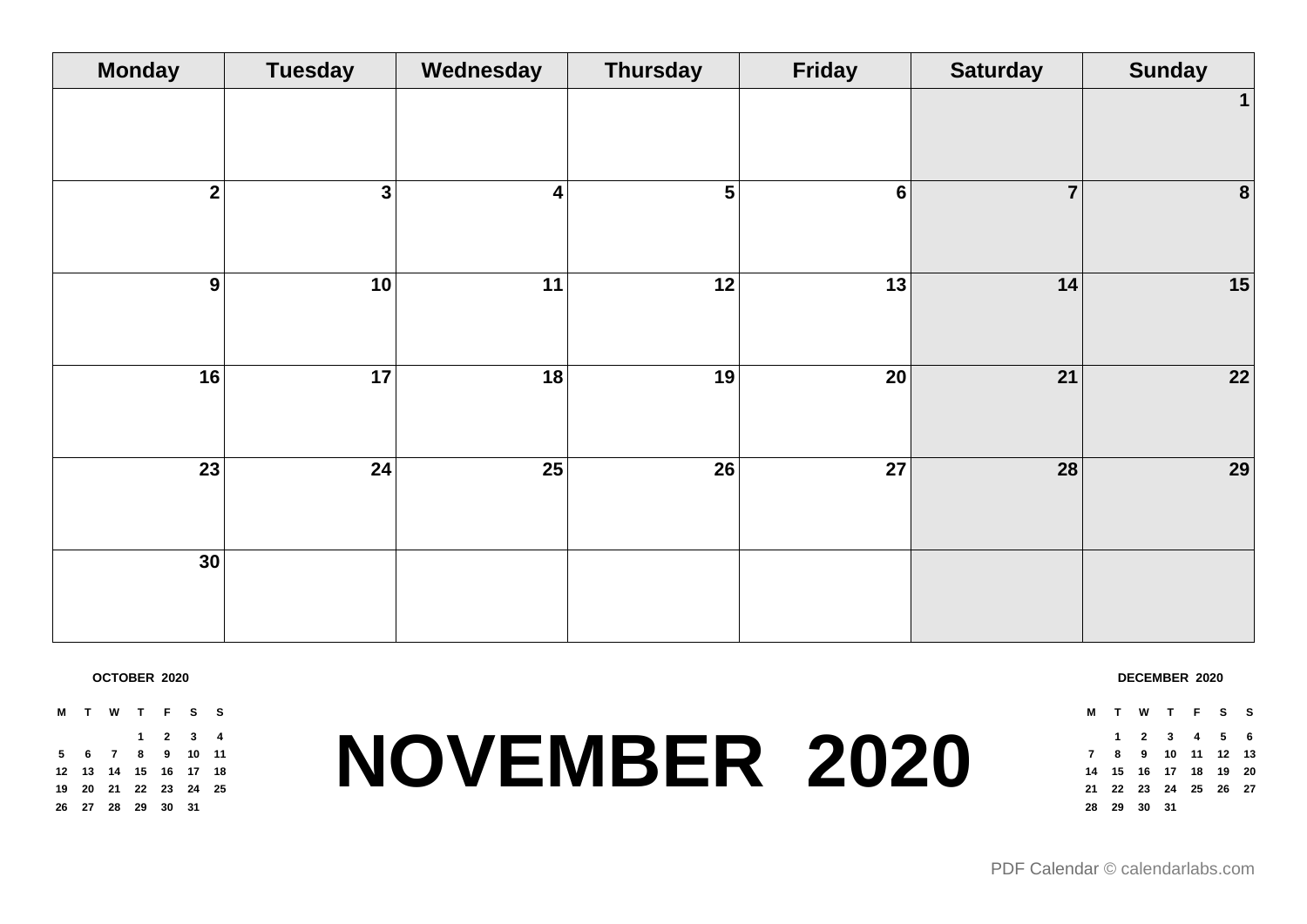| Monday | Tuesday | Wednesday | Thursday | Friday | Saturday | Sunday |
|---|---|---|---|---|---|---|
| | | | | | | 1 |
| 2 | 3 | 4 | 5 | 6 | 7 | 8 |
| 9 | 10 | 11 | 12 | 13 | 14 | 15 |
| 16 | 17 | 18 | 19 | 20 | 21 | 22 |
| 23 | 24 | 25 | 26 | 27 | 28 | 29 |
| 30 | | | | | | |

**OCTOBER 2020**

| M | T | W | T | F | S | S |
|---|---|---|---|---|---|---|
| | | | 1 | 2 | 3 | 4 |
| 5 | 6 | 7 | 8 | 9 | 10 | 11 |
| 12 | 13 | 14 | 15 | 16 | 17 | 18 |
| 19 | 20 | 21 | 22 | 23 | 24 | 25 |
| 26 | 27 | 28 | 29 | 30 | 31 | |

# NOVEMBER 2020

**DECEMBER 2020**

| M | T | W | T | F | S | S |
|---|---|---|---|---|---|---|
| | 1 | 2 | 3 | 4 | 5 | 6 |
| 7 | 8 | 9 | 10 | 11 | 12 | 13 |
| 14 | 15 | 16 | 17 | 18 | 19 | 20 |
| 21 | 22 | 23 | 24 | 25 | 26 | 27 |
| 28 | 29 | 30 | 31 | | | |

PDF Calendar © calendarlabs.com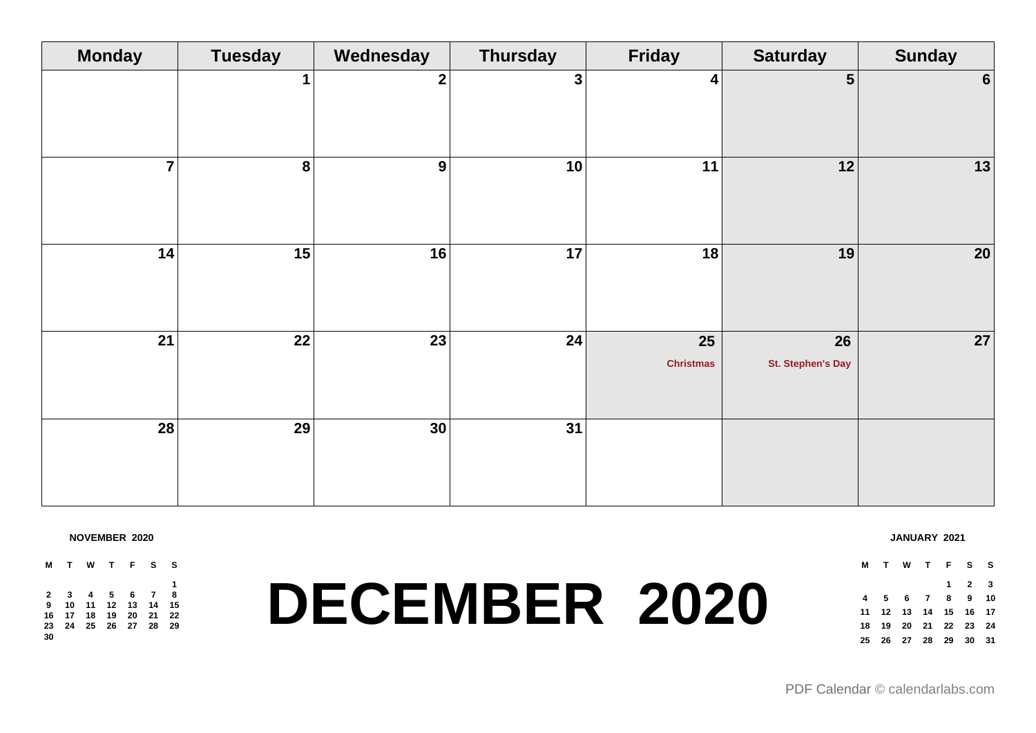| Monday | Tuesday | Wednesday | Thursday | Friday | Saturday | Sunday |
|---|---|---|---|---|---|---|
| | 1 | 2 | 3 | 4 | 5 | 6 |
| 7 | 8 | 9 | 10 | 11 | 12 | 13 |
| 14 | 15 | 16 | 17 | 18 | 19 | 20 |
| 21 | 22 | 23 | 24 | 25 Christmas | 26 St. Stephen's Day | 27 |
| 28 | 29 | 30 | 31 | | | |

**NOVEMBER 2020**

| M | T | W | T | F | S | S |
|---|---|---|---|---|---|---|
| | | | | | | 1 |
| 2 | 3 | 4 | 5 | 6 | 7 | 8 |
| 9 | 10 | 11 | 12 | 13 | 14 | 15 |
| 16 | 17 | 18 | 19 | 20 | 21 | 22 |
| 23 | 24 | 25 | 26 | 27 | 28 | 29 |
| 30 | | | | | | |

# DECEMBER 2020

**JANUARY 2021**

| M | T | W | T | F | S | S |
|---|---|---|---|---|---|---|
| | | | | 1 | 2 | 3 |
| 4 | 5 | 6 | 7 | 8 | 9 | 10 |
| 11 | 12 | 13 | 14 | 15 | 16 | 17 |
| 18 | 19 | 20 | 21 | 22 | 23 | 24 |
| 25 | 26 | 27 | 28 | 29 | 30 | 31 |

PDF Calendar © calendarlabs.com